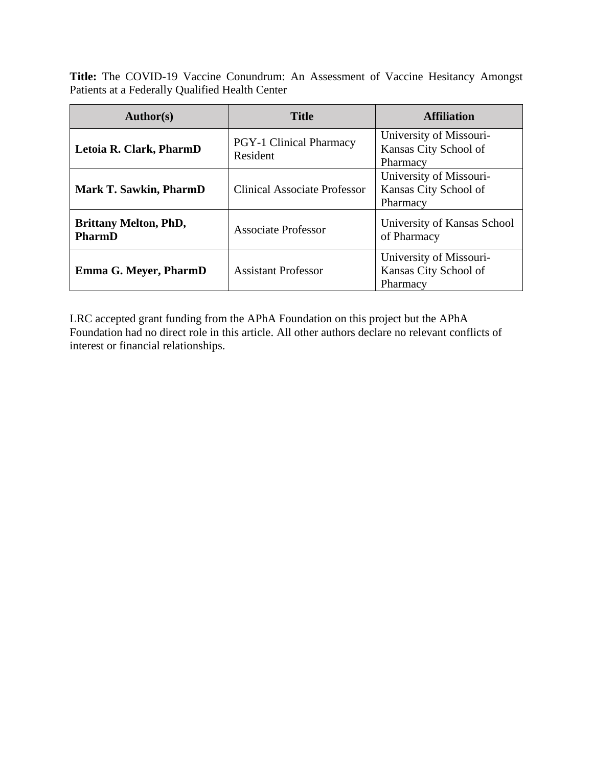**Title:** The COVID-19 Vaccine Conundrum: An Assessment of Vaccine Hesitancy Amongst Patients at a Federally Qualified Health Center

| Author(s) | Title | Affiliation |
| --- | --- | --- |
| **Letoia R. Clark, PharmD** | PGY-1 Clinical Pharmacy Resident | University of Missouri-Kansas City School of Pharmacy |
| **Mark T. Sawkin, PharmD** | Clinical Associate Professor | University of Missouri-Kansas City School of Pharmacy |
| **Brittany Melton, PhD, PharmD** | Associate Professor | University of Kansas School of Pharmacy |
| **Emma G. Meyer, PharmD** | Assistant Professor | University of Missouri-Kansas City School of Pharmacy |

LRC accepted grant funding from the APhA Foundation on this project but the APhA Foundation had no direct role in this article. All other authors declare no relevant conflicts of interest or financial relationships.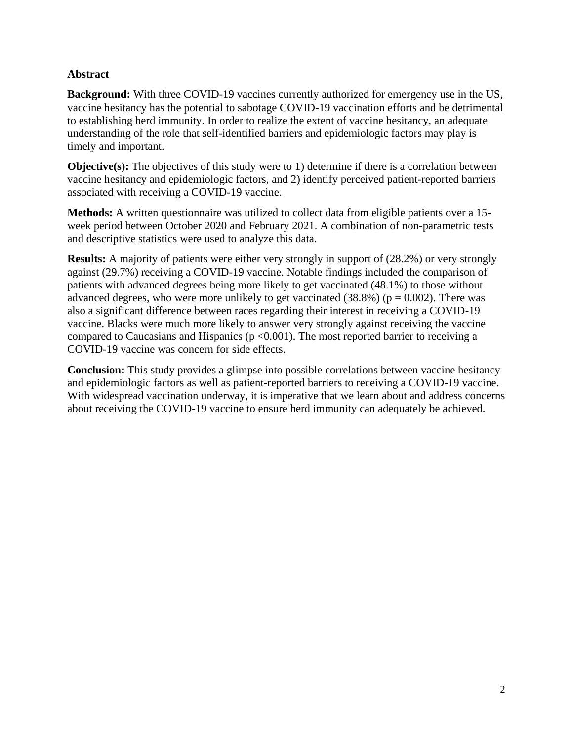## Abstract

**Background:** With three COVID-19 vaccines currently authorized for emergency use in the US, vaccine hesitancy has the potential to sabotage COVID-19 vaccination efforts and be detrimental to establishing herd immunity. In order to realize the extent of vaccine hesitancy, an adequate understanding of the role that self-identified barriers and epidemiologic factors may play is timely and important.

**Objective(s):** The objectives of this study were to 1) determine if there is a correlation between vaccine hesitancy and epidemiologic factors, and 2) identify perceived patient-reported barriers associated with receiving a COVID-19 vaccine.

**Methods:** A written questionnaire was utilized to collect data from eligible patients over a 15-week period between October 2020 and February 2021. A combination of non-parametric tests and descriptive statistics were used to analyze this data.

**Results:** A majority of patients were either very strongly in support of (28.2%) or very strongly against (29.7%) receiving a COVID-19 vaccine. Notable findings included the comparison of patients with advanced degrees being more likely to get vaccinated (48.1%) to those without advanced degrees, who were more unlikely to get vaccinated (38.8%) ($p = 0.002$). There was also a significant difference between races regarding their interest in receiving a COVID-19 vaccine. Blacks were much more likely to answer very strongly against receiving the vaccine compared to Caucasians and Hispanics ($p < 0.001$). The most reported barrier to receiving a COVID-19 vaccine was concern for side effects.

**Conclusion:** This study provides a glimpse into possible correlations between vaccine hesitancy and epidemiologic factors as well as patient-reported barriers to receiving a COVID-19 vaccine. With widespread vaccination underway, it is imperative that we learn about and address concerns about receiving the COVID-19 vaccine to ensure herd immunity can adequately be achieved.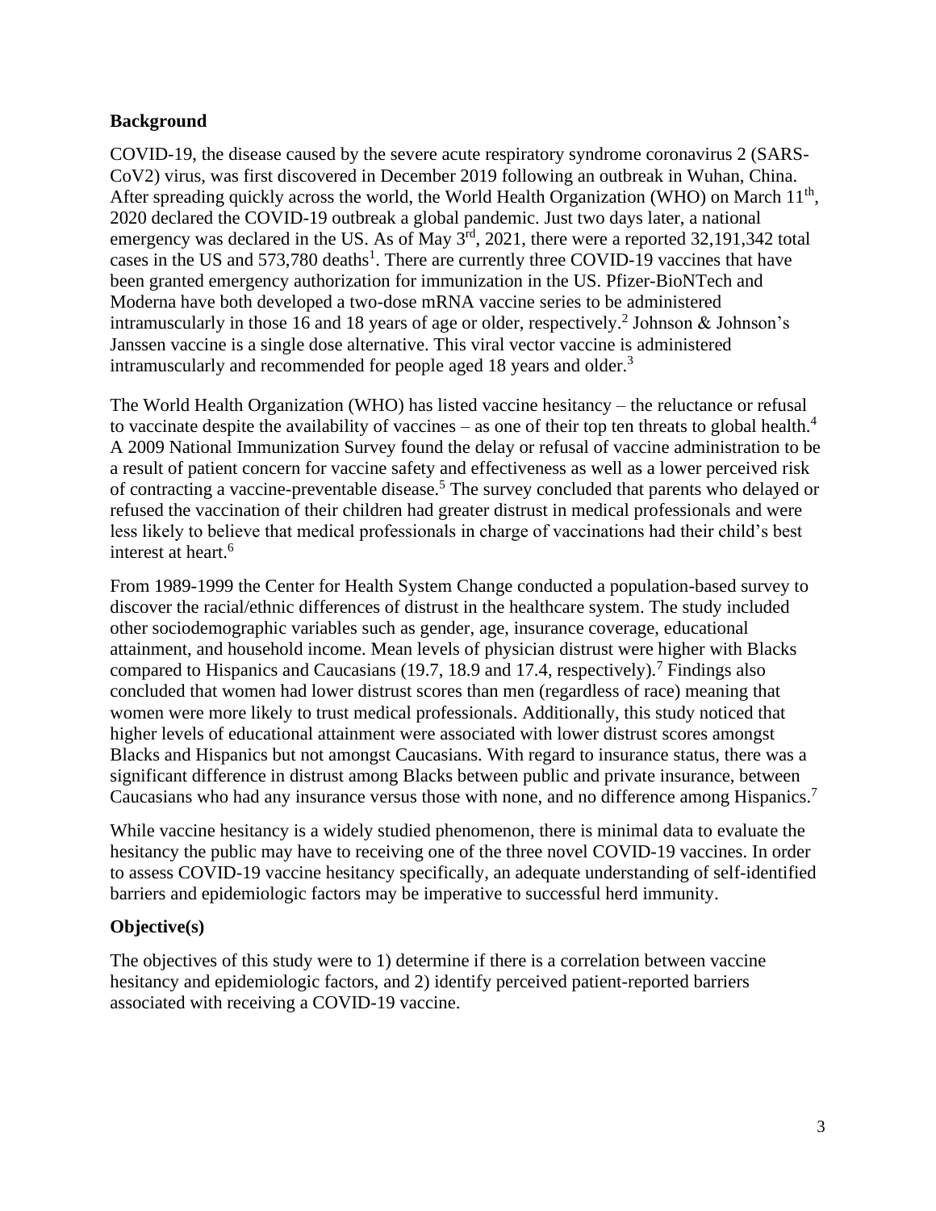## Background

COVID-19, the disease caused by the severe acute respiratory syndrome coronavirus 2 (SARS-CoV2) virus, was first discovered in December 2019 following an outbreak in Wuhan, China. After spreading quickly across the world, the World Health Organization (WHO) on March 11th, 2020 declared the COVID-19 outbreak a global pandemic. Just two days later, a national emergency was declared in the US. As of May 3rd, 2021, there were a reported 32,191,342 total cases in the US and 573,780 deaths[1]. There are currently three COVID-19 vaccines that have been granted emergency authorization for immunization in the US. Pfizer-BioNTech and Moderna have both developed a two-dose mRNA vaccine series to be administered intramuscularly in those 16 and 18 years of age or older, respectively.[2] Johnson & Johnson's Janssen vaccine is a single dose alternative. This viral vector vaccine is administered intramuscularly and recommended for people aged 18 years and older.[3]

The World Health Organization (WHO) has listed vaccine hesitancy – the reluctance or refusal to vaccinate despite the availability of vaccines – as one of their top ten threats to global health.[4] A 2009 National Immunization Survey found the delay or refusal of vaccine administration to be a result of patient concern for vaccine safety and effectiveness as well as a lower perceived risk of contracting a vaccine-preventable disease.[5] The survey concluded that parents who delayed or refused the vaccination of their children had greater distrust in medical professionals and were less likely to believe that medical professionals in charge of vaccinations had their child's best interest at heart.[6]

From 1989-1999 the Center for Health System Change conducted a population-based survey to discover the racial/ethnic differences of distrust in the healthcare system. The study included other sociodemographic variables such as gender, age, insurance coverage, educational attainment, and household income. Mean levels of physician distrust were higher with Blacks compared to Hispanics and Caucasians (19.7, 18.9 and 17.4, respectively).[7] Findings also concluded that women had lower distrust scores than men (regardless of race) meaning that women were more likely to trust medical professionals. Additionally, this study noticed that higher levels of educational attainment were associated with lower distrust scores amongst Blacks and Hispanics but not amongst Caucasians. With regard to insurance status, there was a significant difference in distrust among Blacks between public and private insurance, between Caucasians who had any insurance versus those with none, and no difference among Hispanics.[7]

While vaccine hesitancy is a widely studied phenomenon, there is minimal data to evaluate the hesitancy the public may have to receiving one of the three novel COVID-19 vaccines. In order to assess COVID-19 vaccine hesitancy specifically, an adequate understanding of self-identified barriers and epidemiologic factors may be imperative to successful herd immunity.

## Objective(s)

The objectives of this study were to 1) determine if there is a correlation between vaccine hesitancy and epidemiologic factors, and 2) identify perceived patient-reported barriers associated with receiving a COVID-19 vaccine.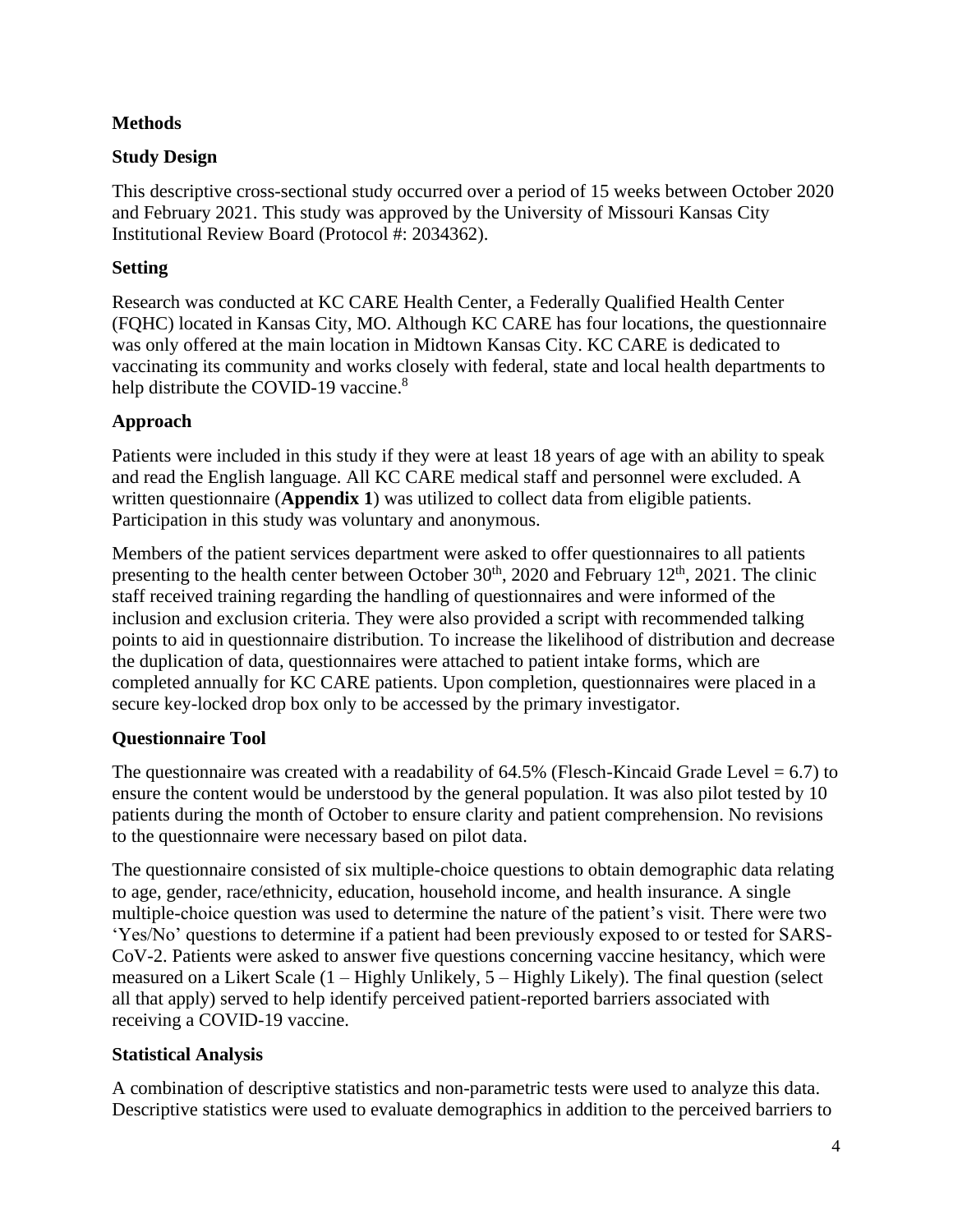## Methods

### Study Design

This descriptive cross-sectional study occurred over a period of 15 weeks between October 2020 and February 2021. This study was approved by the University of Missouri Kansas City Institutional Review Board (Protocol #: 2034362).

### Setting

Research was conducted at KC CARE Health Center, a Federally Qualified Health Center (FQHC) located in Kansas City, MO. Although KC CARE has four locations, the questionnaire was only offered at the main location in Midtown Kansas City. KC CARE is dedicated to vaccinating its community and works closely with federal, state and local health departments to help distribute the COVID-19 vaccine.[8]

### Approach

Patients were included in this study if they were at least 18 years of age with an ability to speak and read the English language. All KC CARE medical staff and personnel were excluded. A written questionnaire (**Appendix 1**) was utilized to collect data from eligible patients. Participation in this study was voluntary and anonymous.

Members of the patient services department were asked to offer questionnaires to all patients presenting to the health center between October 30th, 2020 and February 12th, 2021. The clinic staff received training regarding the handling of questionnaires and were informed of the inclusion and exclusion criteria. They were also provided a script with recommended talking points to aid in questionnaire distribution. To increase the likelihood of distribution and decrease the duplication of data, questionnaires were attached to patient intake forms, which are completed annually for KC CARE patients. Upon completion, questionnaires were placed in a secure key-locked drop box only to be accessed by the primary investigator.

### Questionnaire Tool

The questionnaire was created with a readability of 64.5% (Flesch-Kincaid Grade Level = 6.7) to ensure the content would be understood by the general population. It was also pilot tested by 10 patients during the month of October to ensure clarity and patient comprehension. No revisions to the questionnaire were necessary based on pilot data.

The questionnaire consisted of six multiple-choice questions to obtain demographic data relating to age, gender, race/ethnicity, education, household income, and health insurance. A single multiple-choice question was used to determine the nature of the patient's visit. There were two 'Yes/No' questions to determine if a patient had been previously exposed to or tested for SARS-CoV-2. Patients were asked to answer five questions concerning vaccine hesitancy, which were measured on a Likert Scale (1 – Highly Unlikely, 5 – Highly Likely). The final question (select all that apply) served to help identify perceived patient-reported barriers associated with receiving a COVID-19 vaccine.

### Statistical Analysis

A combination of descriptive statistics and non-parametric tests were used to analyze this data. Descriptive statistics were used to evaluate demographics in addition to the perceived barriers to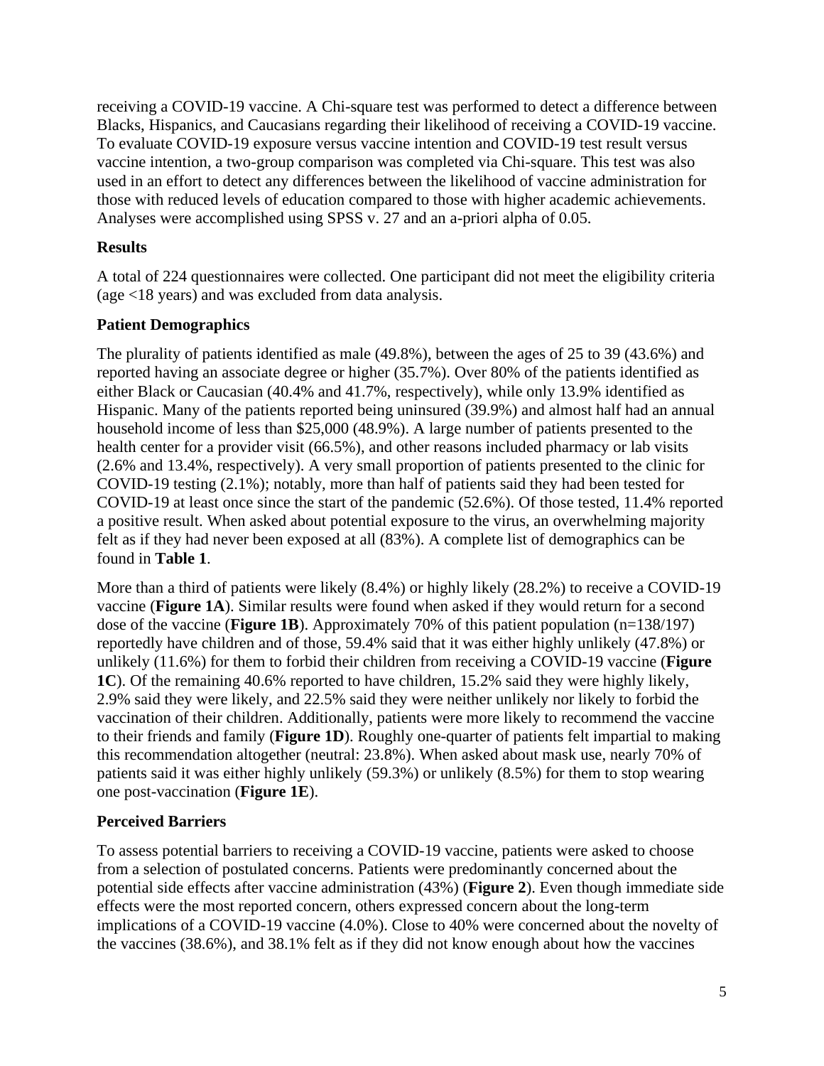receiving a COVID-19 vaccine. A Chi-square test was performed to detect a difference between Blacks, Hispanics, and Caucasians regarding their likelihood of receiving a COVID-19 vaccine. To evaluate COVID-19 exposure versus vaccine intention and COVID-19 test result versus vaccine intention, a two-group comparison was completed via Chi-square. This test was also used in an effort to detect any differences between the likelihood of vaccine administration for those with reduced levels of education compared to those with higher academic achievements. Analyses were accomplished using SPSS v. 27 and an a-priori alpha of 0.05.

## Results

A total of 224 questionnaires were collected. One participant did not meet the eligibility criteria (age <18 years) and was excluded from data analysis.

### Patient Demographics

The plurality of patients identified as male (49.8%), between the ages of 25 to 39 (43.6%) and reported having an associate degree or higher (35.7%). Over 80% of the patients identified as either Black or Caucasian (40.4% and 41.7%, respectively), while only 13.9% identified as Hispanic. Many of the patients reported being uninsured (39.9%) and almost half had an annual household income of less than \$25,000 (48.9%). A large number of patients presented to the health center for a provider visit (66.5%), and other reasons included pharmacy or lab visits (2.6% and 13.4%, respectively). A very small proportion of patients presented to the clinic for COVID-19 testing (2.1%); notably, more than half of patients said they had been tested for COVID-19 at least once since the start of the pandemic (52.6%). Of those tested, 11.4% reported a positive result. When asked about potential exposure to the virus, an overwhelming majority felt as if they had never been exposed at all (83%). A complete list of demographics can be found in **Table 1**.

More than a third of patients were likely (8.4%) or highly likely (28.2%) to receive a COVID-19 vaccine (**Figure 1A**). Similar results were found when asked if they would return for a second dose of the vaccine (**Figure 1B**). Approximately 70% of this patient population (n=138/197) reportedly have children and of those, 59.4% said that it was either highly unlikely (47.8%) or unlikely (11.6%) for them to forbid their children from receiving a COVID-19 vaccine (**Figure 1C**). Of the remaining 40.6% reported to have children, 15.2% said they were highly likely, 2.9% said they were likely, and 22.5% said they were neither unlikely nor likely to forbid the vaccination of their children. Additionally, patients were more likely to recommend the vaccine to their friends and family (**Figure 1D**). Roughly one-quarter of patients felt impartial to making this recommendation altogether (neutral: 23.8%). When asked about mask use, nearly 70% of patients said it was either highly unlikely (59.3%) or unlikely (8.5%) for them to stop wearing one post-vaccination (**Figure 1E**).

### Perceived Barriers

To assess potential barriers to receiving a COVID-19 vaccine, patients were asked to choose from a selection of postulated concerns. Patients were predominantly concerned about the potential side effects after vaccine administration (43%) (**Figure 2**). Even though immediate side effects were the most reported concern, others expressed concern about the long-term implications of a COVID-19 vaccine (4.0%). Close to 40% were concerned about the novelty of the vaccines (38.6%), and 38.1% felt as if they did not know enough about how the vaccines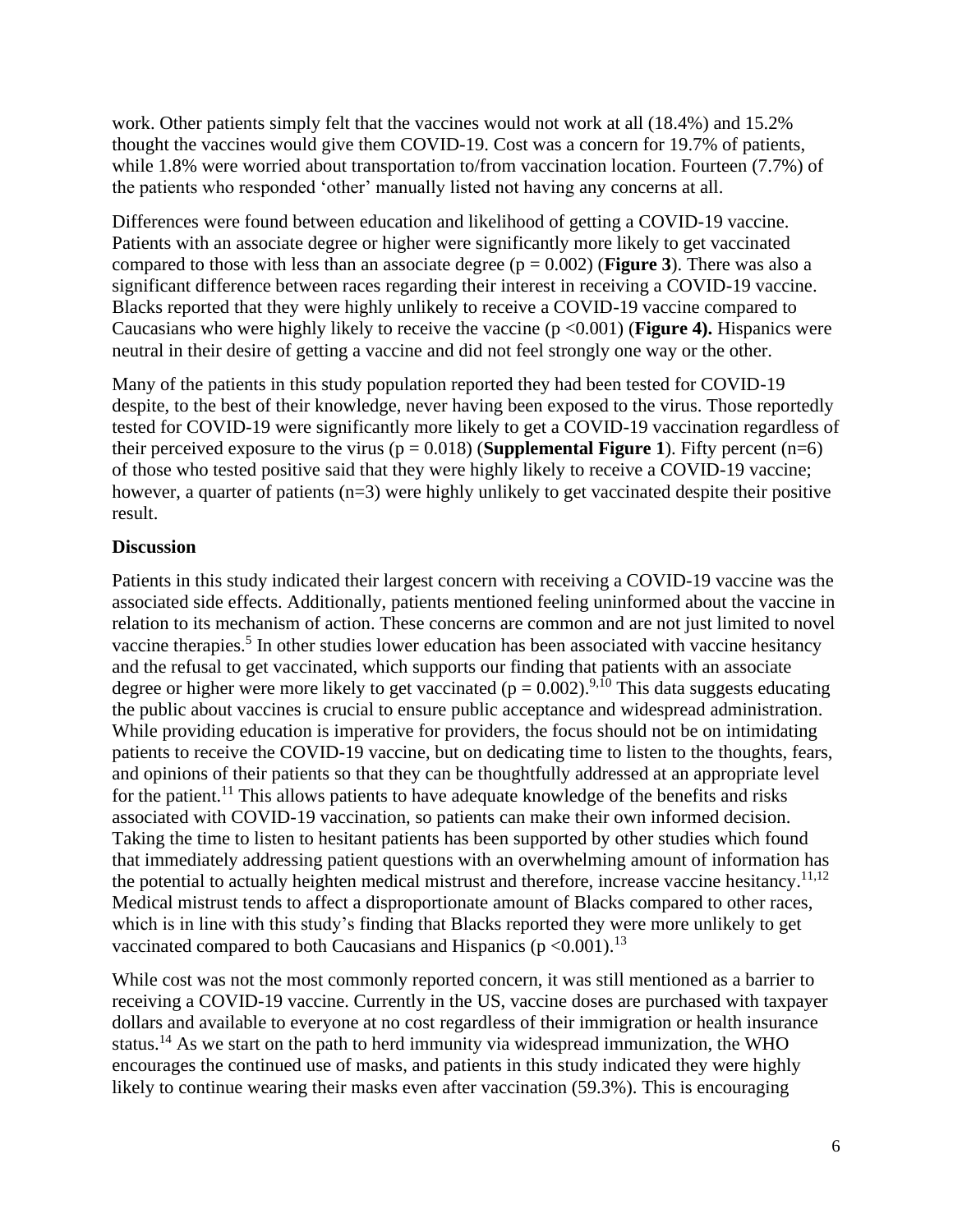work. Other patients simply felt that the vaccines would not work at all (18.4%) and 15.2% thought the vaccines would give them COVID-19. Cost was a concern for 19.7% of patients, while 1.8% were worried about transportation to/from vaccination location. Fourteen (7.7%) of the patients who responded 'other' manually listed not having any concerns at all.

Differences were found between education and likelihood of getting a COVID-19 vaccine. Patients with an associate degree or higher were significantly more likely to get vaccinated compared to those with less than an associate degree ($p = 0.002$) (**Figure 3**). There was also a significant difference between races regarding their interest in receiving a COVID-19 vaccine. Blacks reported that they were highly unlikely to receive a COVID-19 vaccine compared to Caucasians who were highly likely to receive the vaccine ($p < 0.001$) (**Figure 4).** Hispanics were neutral in their desire of getting a vaccine and did not feel strongly one way or the other.

Many of the patients in this study population reported they had been tested for COVID-19 despite, to the best of their knowledge, never having been exposed to the virus. Those reportedly tested for COVID-19 were significantly more likely to get a COVID-19 vaccination regardless of their perceived exposure to the virus ($p = 0.018$) (**Supplemental Figure 1**). Fifty percent (n=6) of those who tested positive said that they were highly likely to receive a COVID-19 vaccine; however, a quarter of patients (n=3) were highly unlikely to get vaccinated despite their positive result.

## Discussion

Patients in this study indicated their largest concern with receiving a COVID-19 vaccine was the associated side effects. Additionally, patients mentioned feeling uninformed about the vaccine in relation to its mechanism of action. These concerns are common and are not just limited to novel vaccine therapies.[5] In other studies lower education has been associated with vaccine hesitancy and the refusal to get vaccinated, which supports our finding that patients with an associate degree or higher were more likely to get vaccinated ($p = 0.002$).[9,10] This data suggests educating the public about vaccines is crucial to ensure public acceptance and widespread administration. While providing education is imperative for providers, the focus should not be on intimidating patients to receive the COVID-19 vaccine, but on dedicating time to listen to the thoughts, fears, and opinions of their patients so that they can be thoughtfully addressed at an appropriate level for the patient.[11] This allows patients to have adequate knowledge of the benefits and risks associated with COVID-19 vaccination, so patients can make their own informed decision. Taking the time to listen to hesitant patients has been supported by other studies which found that immediately addressing patient questions with an overwhelming amount of information has the potential to actually heighten medical mistrust and therefore, increase vaccine hesitancy.[11,12] Medical mistrust tends to affect a disproportionate amount of Blacks compared to other races, which is in line with this study's finding that Blacks reported they were more unlikely to get vaccinated compared to both Caucasians and Hispanics ($p < 0.001$).[13]

While cost was not the most commonly reported concern, it was still mentioned as a barrier to receiving a COVID-19 vaccine. Currently in the US, vaccine doses are purchased with taxpayer dollars and available to everyone at no cost regardless of their immigration or health insurance status.[14] As we start on the path to herd immunity via widespread immunization, the WHO encourages the continued use of masks, and patients in this study indicated they were highly likely to continue wearing their masks even after vaccination (59.3%). This is encouraging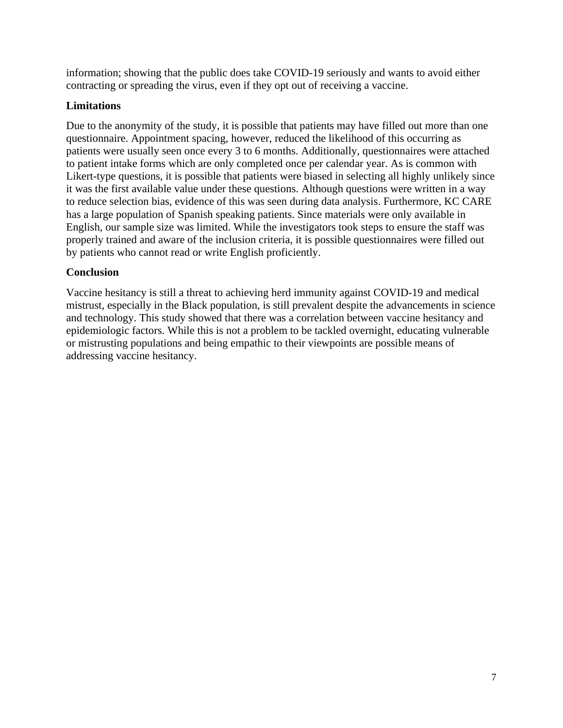information; showing that the public does take COVID-19 seriously and wants to avoid either contracting or spreading the virus, even if they opt out of receiving a vaccine.

## Limitations

Due to the anonymity of the study, it is possible that patients may have filled out more than one questionnaire. Appointment spacing, however, reduced the likelihood of this occurring as patients were usually seen once every 3 to 6 months. Additionally, questionnaires were attached to patient intake forms which are only completed once per calendar year. As is common with Likert-type questions, it is possible that patients were biased in selecting all highly unlikely since it was the first available value under these questions. Although questions were written in a way to reduce selection bias, evidence of this was seen during data analysis. Furthermore, KC CARE has a large population of Spanish speaking patients. Since materials were only available in English, our sample size was limited. While the investigators took steps to ensure the staff was properly trained and aware of the inclusion criteria, it is possible questionnaires were filled out by patients who cannot read or write English proficiently.

## Conclusion

Vaccine hesitancy is still a threat to achieving herd immunity against COVID-19 and medical mistrust, especially in the Black population, is still prevalent despite the advancements in science and technology. This study showed that there was a correlation between vaccine hesitancy and epidemiologic factors. While this is not a problem to be tackled overnight, educating vulnerable or mistrusting populations and being empathic to their viewpoints are possible means of addressing vaccine hesitancy.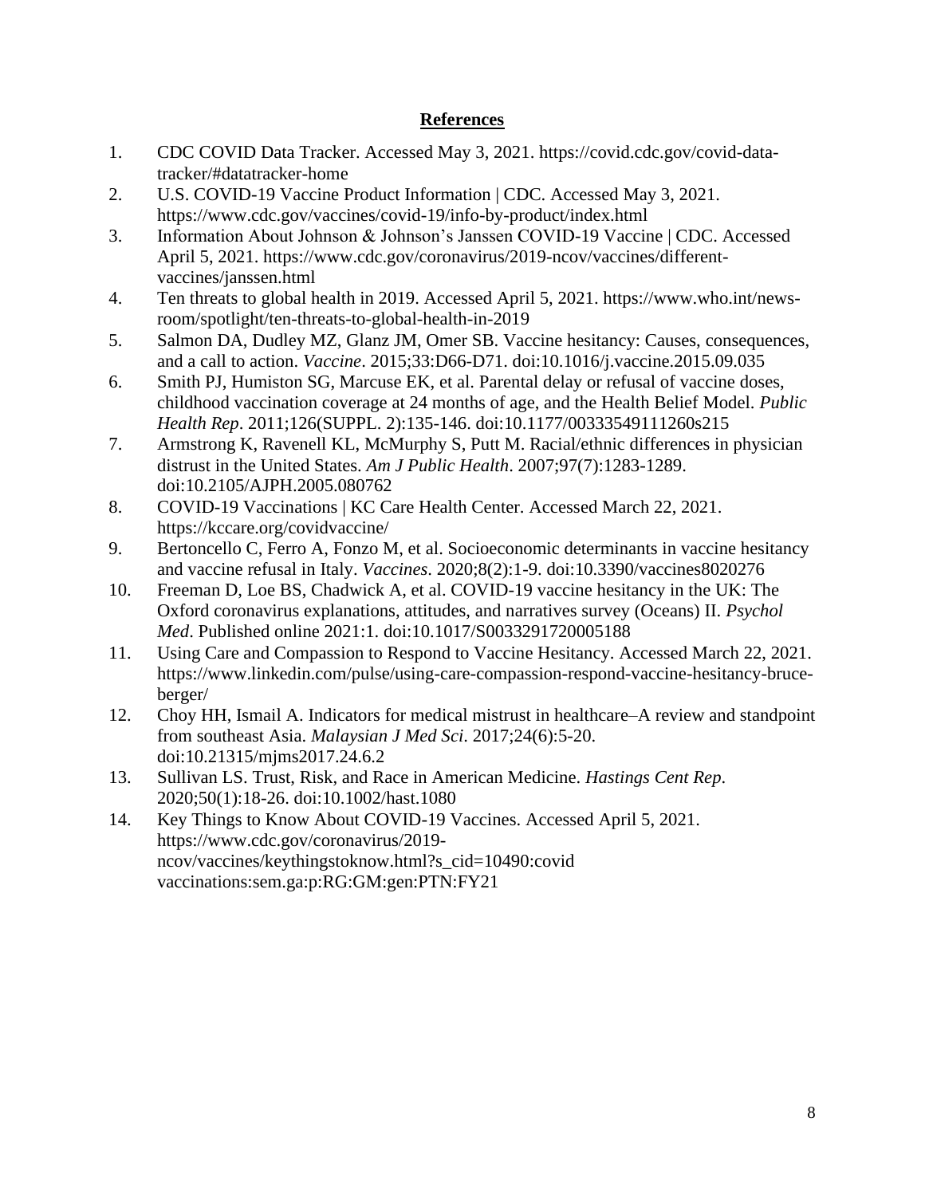# References

1. CDC COVID Data Tracker. Accessed May 3, 2021. https://covid.cdc.gov/covid-data-tracker/#datatracker-home
2. U.S. COVID-19 Vaccine Product Information | CDC. Accessed May 3, 2021. https://www.cdc.gov/vaccines/covid-19/info-by-product/index.html
3. Information About Johnson & Johnson's Janssen COVID-19 Vaccine | CDC. Accessed April 5, 2021. https://www.cdc.gov/coronavirus/2019-ncov/vaccines/different-vaccines/janssen.html
4. Ten threats to global health in 2019. Accessed April 5, 2021. https://www.who.int/news-room/spotlight/ten-threats-to-global-health-in-2019
5. Salmon DA, Dudley MZ, Glanz JM, Omer SB. Vaccine hesitancy: Causes, consequences, and a call to action. *Vaccine*. 2015;33:D66-D71. doi:10.1016/j.vaccine.2015.09.035
6. Smith PJ, Humiston SG, Marcuse EK, et al. Parental delay or refusal of vaccine doses, childhood vaccination coverage at 24 months of age, and the Health Belief Model. *Public Health Rep*. 2011;126(SUPPL. 2):135-146. doi:10.1177/00333549111260s215
7. Armstrong K, Ravenell KL, McMurphy S, Putt M. Racial/ethnic differences in physician distrust in the United States. *Am J Public Health*. 2007;97(7):1283-1289. doi:10.2105/AJPH.2005.080762
8. COVID-19 Vaccinations | KC Care Health Center. Accessed March 22, 2021. https://kccare.org/covidvaccine/
9. Bertoncello C, Ferro A, Fonzo M, et al. Socioeconomic determinants in vaccine hesitancy and vaccine refusal in Italy. *Vaccines*. 2020;8(2):1-9. doi:10.3390/vaccines8020276
10. Freeman D, Loe BS, Chadwick A, et al. COVID-19 vaccine hesitancy in the UK: The Oxford coronavirus explanations, attitudes, and narratives survey (Oceans) II. *Psychol Med*. Published online 2021:1. doi:10.1017/S0033291720005188
11. Using Care and Compassion to Respond to Vaccine Hesitancy. Accessed March 22, 2021. https://www.linkedin.com/pulse/using-care-compassion-respond-vaccine-hesitancy-bruce-berger/
12. Choy HH, Ismail A. Indicators for medical mistrust in healthcare–A review and standpoint from southeast Asia. *Malaysian J Med Sci*. 2017;24(6):5-20. doi:10.21315/mjms2017.24.6.2
13. Sullivan LS. Trust, Risk, and Race in American Medicine. *Hastings Cent Rep*. 2020;50(1):18-26. doi:10.1002/hast.1080
14. Key Things to Know About COVID-19 Vaccines. Accessed April 5, 2021. https://www.cdc.gov/coronavirus/2019-ncov/vaccines/keythingstoknow.html?s_cid=10490:covid vaccinations:sem.ga:p:RG:GM:gen:PTN:FY21